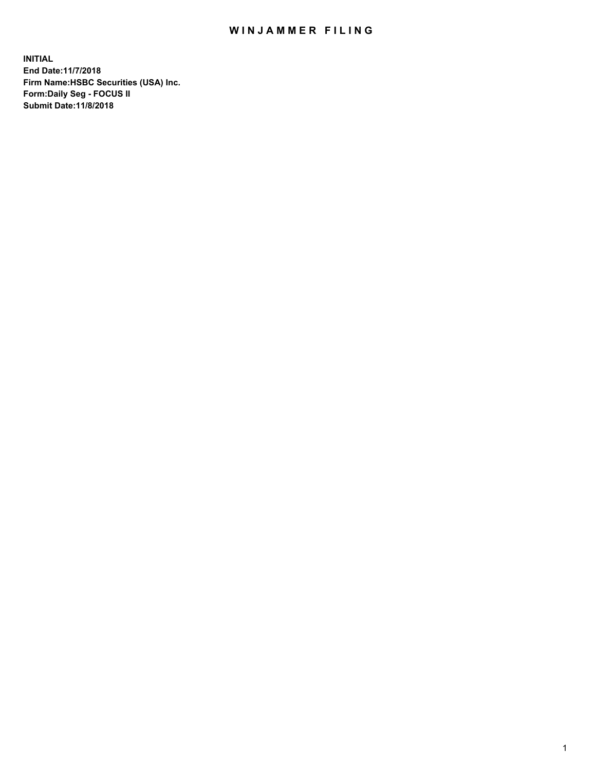# WINJAMMER FILING

**INITIAL**
**End Date:11/7/2018**
**Firm Name:HSBC Securities (USA) Inc.**
**Form:Daily Seg - FOCUS II**
**Submit Date:11/8/2018**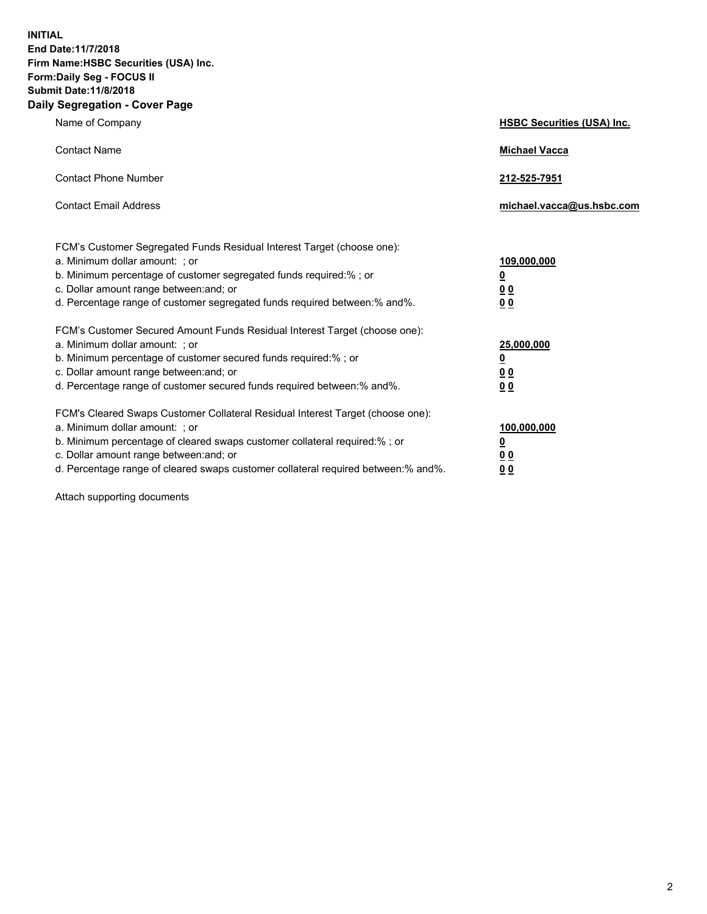**INITIAL**
**End Date:11/7/2018**
**Firm Name:HSBC Securities (USA) Inc.**
**Form:Daily Seg - FOCUS II**
**Submit Date:11/8/2018**

## Daily Segregation - Cover Page

| | |
|---|---|
| Name of Company | **HSBC Securities (USA) Inc.** |
| Contact Name | **Michael Vacca** |
| Contact Phone Number | **212-525-7951** |
| Contact Email Address | **michael.vacca@us.hsbc.com** |

| | |
|---|---|
| FCM's Customer Segregated Funds Residual Interest Target (choose one): | |
| a. Minimum dollar amount: ; or | **109,000,000** |
| b. Minimum percentage of customer segregated funds required:% ; or | **0** |
| c. Dollar amount range between:and; or | **0 0** |
| d. Percentage range of customer segregated funds required between:% and%. | **0 0** |
| FCM's Customer Secured Amount Funds Residual Interest Target (choose one): | |
| a. Minimum dollar amount: ; or | **25,000,000** |
| b. Minimum percentage of customer secured funds required:% ; or | **0** |
| c. Dollar amount range between:and; or | **0 0** |
| d. Percentage range of customer secured funds required between:% and%. | **0 0** |
| FCM's Cleared Swaps Customer Collateral Residual Interest Target (choose one): | |
| a. Minimum dollar amount: ; or | **100,000,000** |
| b. Minimum percentage of cleared swaps customer collateral required:% ; or | **0** |
| c. Dollar amount range between:and; or | **0 0** |
| d. Percentage range of cleared swaps customer collateral required between:% and%. | **0 0** |

Attach supporting documents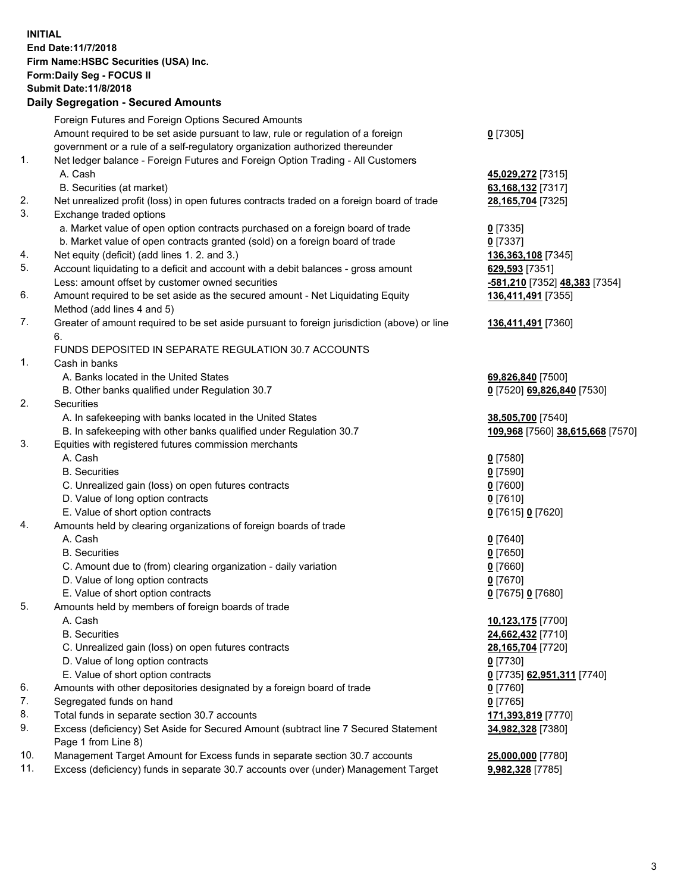**INITIAL**
**End Date:11/7/2018**
**Firm Name:HSBC Securities (USA) Inc.**
**Form:Daily Seg - FOCUS II**
**Submit Date:11/8/2018**

## Daily Segregation - Secured Amounts

| | | |
|---|---|---|
| | Foreign Futures and Foreign Options Secured Amounts | |
| | Amount required to be set aside pursuant to law, rule or regulation of a foreign government or a rule of a self-regulatory organization authorized thereunder | **0** [7305] |
| 1. | Net ledger balance - Foreign Futures and Foreign Option Trading - All Customers | |
| | A. Cash | **45,029,272** [7315] |
| | B. Securities (at market) | **63,168,132** [7317] |
| 2. | Net unrealized profit (loss) in open futures contracts traded on a foreign board of trade | **28,165,704** [7325] |
| 3. | Exchange traded options | |
| | a. Market value of open option contracts purchased on a foreign board of trade | **0** [7335] |
| | b. Market value of open contracts granted (sold) on a foreign board of trade | **0** [7337] |
| 4. | Net equity (deficit) (add lines 1. 2. and 3.) | **136,363,108** [7345] |
| 5. | Account liquidating to a deficit and account with a debit balances - gross amount | **629,593** [7351] |
| | Less: amount offset by customer owned securities | **-581,210** [7352] **48,383** [7354] |
| 6. | Amount required to be set aside as the secured amount - Net Liquidating Equity Method (add lines 4 and 5) | **136,411,491** [7355] |
| 7. | Greater of amount required to be set aside pursuant to foreign jurisdiction (above) or line 6. | **136,411,491** [7360] |
| | FUNDS DEPOSITED IN SEPARATE REGULATION 30.7 ACCOUNTS | |
| 1. | Cash in banks | |
| | A. Banks located in the United States | **69,826,840** [7500] |
| | B. Other banks qualified under Regulation 30.7 | **0** [7520] **69,826,840** [7530] |
| 2. | Securities | |
| | A. In safekeeping with banks located in the United States | **38,505,700** [7540] |
| | B. In safekeeping with other banks qualified under Regulation 30.7 | **109,968** [7560] **38,615,668** [7570] |
| 3. | Equities with registered futures commission merchants | |
| | A. Cash | **0** [7580] |
| | B. Securities | **0** [7590] |
| | C. Unrealized gain (loss) on open futures contracts | **0** [7600] |
| | D. Value of long option contracts | **0** [7610] |
| | E. Value of short option contracts | **0** [7615] **0** [7620] |
| 4. | Amounts held by clearing organizations of foreign boards of trade | |
| | A. Cash | **0** [7640] |
| | B. Securities | **0** [7650] |
| | C. Amount due to (from) clearing organization - daily variation | **0** [7660] |
| | D. Value of long option contracts | **0** [7670] |
| | E. Value of short option contracts | **0** [7675] **0** [7680] |
| 5. | Amounts held by members of foreign boards of trade | |
| | A. Cash | **10,123,175** [7700] |
| | B. Securities | **24,662,432** [7710] |
| | C. Unrealized gain (loss) on open futures contracts | **28,165,704** [7720] |
| | D. Value of long option contracts | **0** [7730] |
| | E. Value of short option contracts | **0** [7735] **62,951,311** [7740] |
| 6. | Amounts with other depositories designated by a foreign board of trade | **0** [7760] |
| 7. | Segregated funds on hand | **0** [7765] |
| 8. | Total funds in separate section 30.7 accounts | **171,393,819** [7770] |
| 9. | Excess (deficiency) Set Aside for Secured Amount (subtract line 7 Secured Statement Page 1 from Line 8) | **34,982,328** [7380] |
| 10. | Management Target Amount for Excess funds in separate section 30.7 accounts | **25,000,000** [7780] |
| 11. | Excess (deficiency) funds in separate 30.7 accounts over (under) Management Target | **9,982,328** [7785] |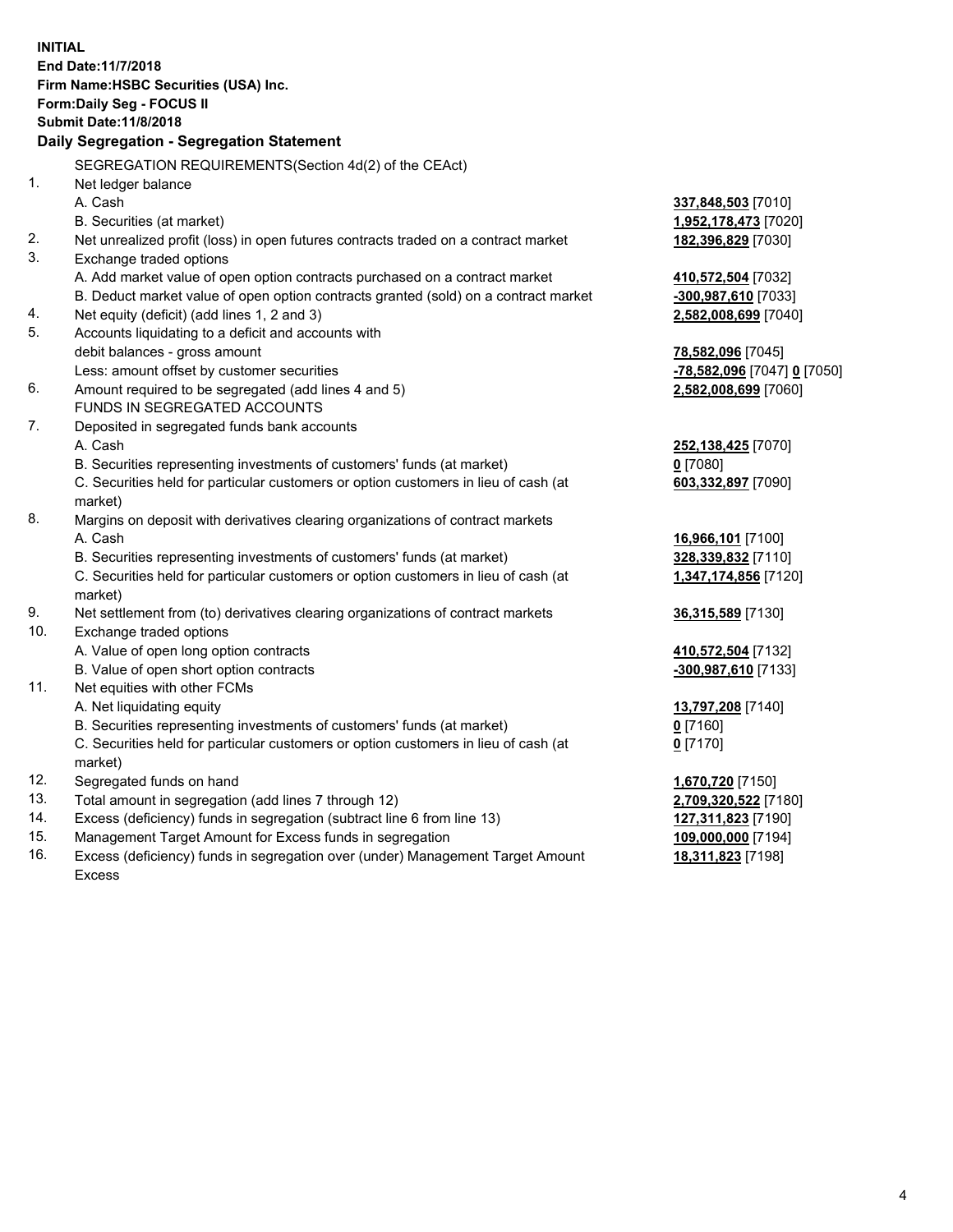**INITIAL**
**End Date:11/7/2018**
**Firm Name:HSBC Securities (USA) Inc.**
**Form:Daily Seg - FOCUS II**
**Submit Date:11/8/2018**

### Daily Segregation - Segregation Statement

| | | |
|---|---|---|
| | SEGREGATION REQUIREMENTS(Section 4d(2) of the CEAct) | |
| 1. | Net ledger balance | |
| | A. Cash | **337,848,503** [7010] |
| | B. Securities (at market) | **1,952,178,473** [7020] |
| 2. | Net unrealized profit (loss) in open futures contracts traded on a contract market | **182,396,829** [7030] |
| 3. | Exchange traded options | |
| | A. Add market value of open option contracts purchased on a contract market | **410,572,504** [7032] |
| | B. Deduct market value of open option contracts granted (sold) on a contract market | **-300,987,610** [7033] |
| 4. | Net equity (deficit) (add lines 1, 2 and 3) | **2,582,008,699** [7040] |
| 5. | Accounts liquidating to a deficit and accounts with debit balances - gross amount | **78,582,096** [7045] |
| | Less: amount offset by customer securities | **-78,582,096** [7047] **0** [7050] |
| 6. | Amount required to be segregated (add lines 4 and 5) | **2,582,008,699** [7060] |
| | FUNDS IN SEGREGATED ACCOUNTS | |
| 7. | Deposited in segregated funds bank accounts | |
| | A. Cash | **252,138,425** [7070] |
| | B. Securities representing investments of customers' funds (at market) | **0** [7080] |
| | C. Securities held for particular customers or option customers in lieu of cash (at market) | **603,332,897** [7090] |
| 8. | Margins on deposit with derivatives clearing organizations of contract markets | |
| | A. Cash | **16,966,101** [7100] |
| | B. Securities representing investments of customers' funds (at market) | **328,339,832** [7110] |
| | C. Securities held for particular customers or option customers in lieu of cash (at market) | **1,347,174,856** [7120] |
| 9. | Net settlement from (to) derivatives clearing organizations of contract markets | **36,315,589** [7130] |
| 10. | Exchange traded options | |
| | A. Value of open long option contracts | **410,572,504** [7132] |
| | B. Value of open short option contracts | **-300,987,610** [7133] |
| 11. | Net equities with other FCMs | |
| | A. Net liquidating equity | **13,797,208** [7140] |
| | B. Securities representing investments of customers' funds (at market) | **0** [7160] |
| | C. Securities held for particular customers or option customers in lieu of cash (at market) | **0** [7170] |
| 12. | Segregated funds on hand | **1,670,720** [7150] |
| 13. | Total amount in segregation (add lines 7 through 12) | **2,709,320,522** [7180] |
| 14. | Excess (deficiency) funds in segregation (subtract line 6 from line 13) | **127,311,823** [7190] |
| 15. | Management Target Amount for Excess funds in segregation | **109,000,000** [7194] |
| 16. | Excess (deficiency) funds in segregation over (under) Management Target Amount Excess | **18,311,823** [7198] |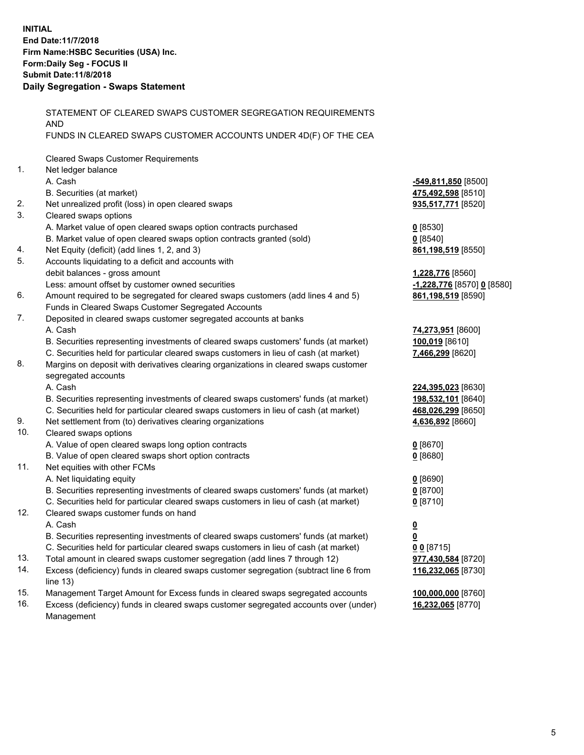**INITIAL**
**End Date:11/7/2018**
**Firm Name:HSBC Securities (USA) Inc.**
**Form:Daily Seg - FOCUS II**
**Submit Date:11/8/2018**
**Daily Segregation - Swaps Statement**

STATEMENT OF CLEARED SWAPS CUSTOMER SEGREGATION REQUIREMENTS AND FUNDS IN CLEARED SWAPS CUSTOMER ACCOUNTS UNDER 4D(F) OF THE CEA

| | | |
|---|---|---|
| | Cleared Swaps Customer Requirements | |
| 1. | Net ledger balance | |
| | A. Cash | **-549,811,850** [8500] |
| | B. Securities (at market) | **475,492,598** [8510] |
| 2. | Net unrealized profit (loss) in open cleared swaps | **935,517,771** [8520] |
| 3. | Cleared swaps options | |
| | A. Market value of open cleared swaps option contracts purchased | **0** [8530] |
| | B. Market value of open cleared swaps option contracts granted (sold) | **0** [8540] |
| 4. | Net Equity (deficit) (add lines 1, 2, and 3) | **861,198,519** [8550] |
| 5. | Accounts liquidating to a deficit and accounts with | |
| | debit balances - gross amount | **1,228,776** [8560] |
| | Less: amount offset by customer owned securities | **-1,228,776** [8570] **0** [8580] |
| 6. | Amount required to be segregated for cleared swaps customers (add lines 4 and 5) | **861,198,519** [8590] |
| | Funds in Cleared Swaps Customer Segregated Accounts | |
| 7. | Deposited in cleared swaps customer segregated accounts at banks | |
| | A. Cash | **74,273,951** [8600] |
| | B. Securities representing investments of cleared swaps customers' funds (at market) | **100,019** [8610] |
| | C. Securities held for particular cleared swaps customers in lieu of cash (at market) | **7,466,299** [8620] |
| 8. | Margins on deposit with derivatives clearing organizations in cleared swaps customer segregated accounts | |
| | A. Cash | **224,395,023** [8630] |
| | B. Securities representing investments of cleared swaps customers' funds (at market) | **198,532,101** [8640] |
| | C. Securities held for particular cleared swaps customers in lieu of cash (at market) | **468,026,299** [8650] |
| 9. | Net settlement from (to) derivatives clearing organizations | **4,636,892** [8660] |
| 10. | Cleared swaps options | |
| | A. Value of open cleared swaps long option contracts | **0** [8670] |
| | B. Value of open cleared swaps short option contracts | **0** [8680] |
| 11. | Net equities with other FCMs | |
| | A. Net liquidating equity | **0** [8690] |
| | B. Securities representing investments of cleared swaps customers' funds (at market) | **0** [8700] |
| | C. Securities held for particular cleared swaps customers in lieu of cash (at market) | **0** [8710] |
| 12. | Cleared swaps customer funds on hand | |
| | A. Cash | **0** |
| | B. Securities representing investments of cleared swaps customers' funds (at market) | **0** |
| | C. Securities held for particular cleared swaps customers in lieu of cash (at market) | **0** **0** [8715] |
| 13. | Total amount in cleared swaps customer segregation (add lines 7 through 12) | **977,430,584** [8720] |
| 14. | Excess (deficiency) funds in cleared swaps customer segregation (subtract line 6 from line 13) | **116,232,065** [8730] |
| 15. | Management Target Amount for Excess funds in cleared swaps segregated accounts | **100,000,000** [8760] |
| 16. | Excess (deficiency) funds in cleared swaps customer segregated accounts over (under) Management | **16,232,065** [8770] |